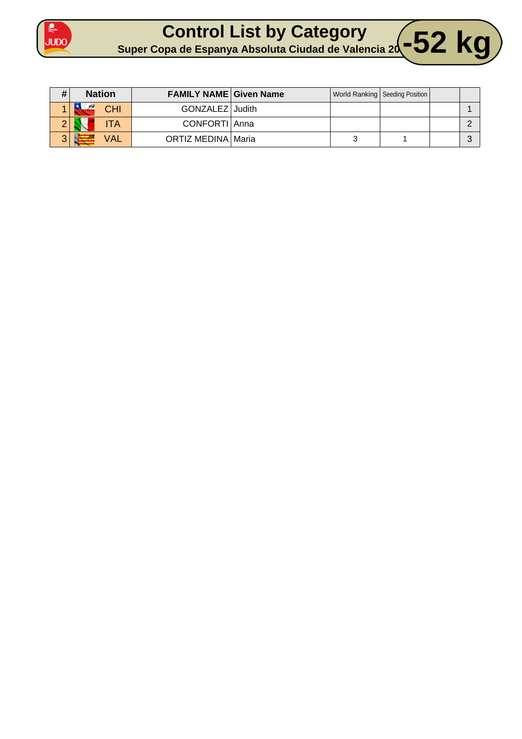# Control List by Category

## Super Copa de Espanya Absoluta Ciudad de Valencia 20

# -52 kg

| # | Nation | FAMILY NAME | Given Name | World Ranking | Seeding Position | | |
|---|---|---|---|---|---|---|---|
| 1 | CHI | GONZALEZ | Judith | | | | 1 |
| 2 | ITA | CONFORTI | Anna | | | | 2 |
| 3 | VAL | ORTIZ MEDINA | Maria | 3 | 1 | | 3 |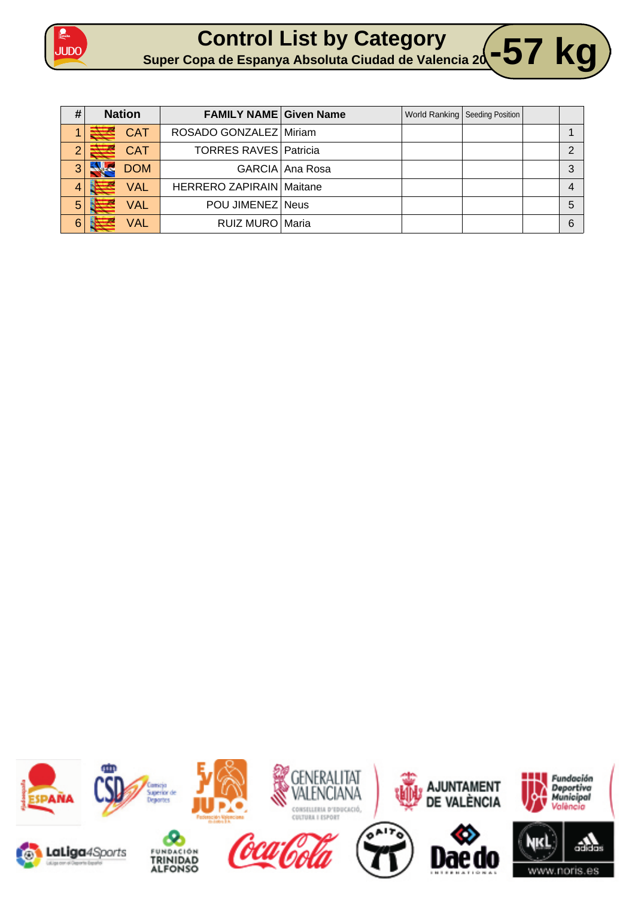# Control List by Category

**Super Copa de Espanya Absoluta Ciudad de Valencia 20**

# -57 kg

| # | Nation | FAMILY NAME | Given Name | World Ranking | Seeding Position | | |
|---|---|---|---|---|---|---|---|
| 1 | CAT | ROSADO GONZALEZ | Miriam | | | | 1 |
| 2 | CAT | TORRES RAVES | Patricia | | | | 2 |
| 3 | DOM | GARCIA | Ana Rosa | | | | 3 |
| 4 | VAL | HERRERO ZAPIRAIN | Maitane | | | | 4 |
| 5 | VAL | POU JIMENEZ | Neus | | | | 5 |
| 6 | VAL | RUIZ MURO | Maria | | | | 6 |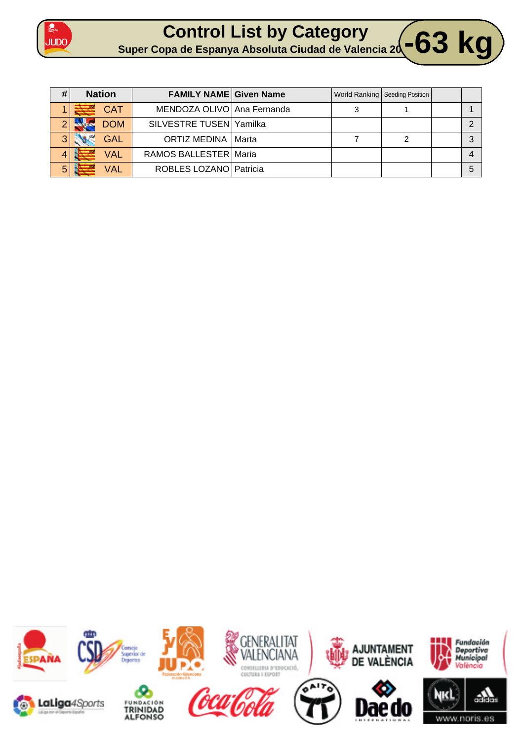# Control List by Category

## Super Copa de Espanya Absoluta Ciudad de Valencia 20

# -63 kg

| # | Nation | FAMILY NAME | Given Name | World Ranking | Seeding Position | | |
|---|---|---|---|---|---|---|---|
| 1 | CAT | MENDOZA OLIVO | Ana Fernanda | 3 | 1 | | 1 |
| 2 | DOM | SILVESTRE TUSEN | Yamilka | | | | 2 |
| 3 | GAL | ORTIZ MEDINA | Marta | 7 | 2 | | 3 |
| 4 | VAL | RAMOS BALLESTER | Maria | | | | 4 |
| 5 | VAL | ROBLES LOZANO | Patricia | | | | 5 |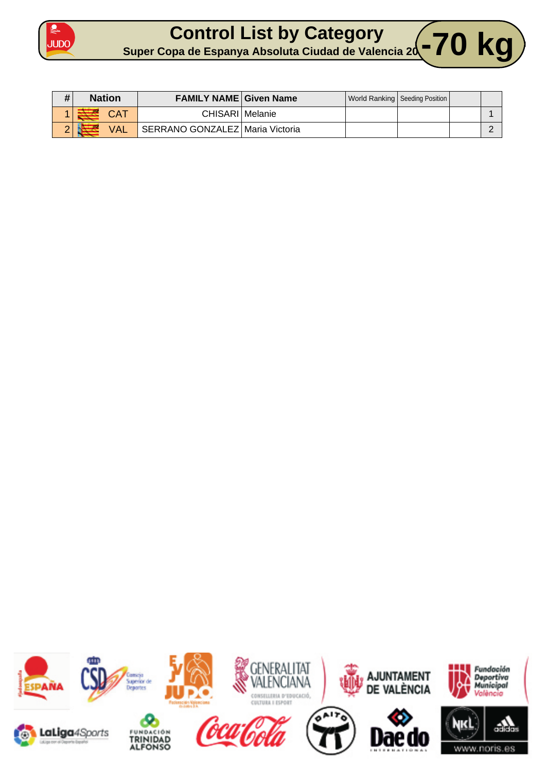# Control List by Category

## Super Copa de Espanya Absoluta Ciudad de Valencia 20

# -70 kg

| # | Nation | FAMILY NAME | Given Name | World Ranking | Seeding Position | | |
|---|---|---|---|---|---|---|---|
| 1 | CAT | CHISARI | Melanie | | | | 1 |
| 2 | VAL | SERRANO GONZALEZ | Maria Victoria | | | | 2 |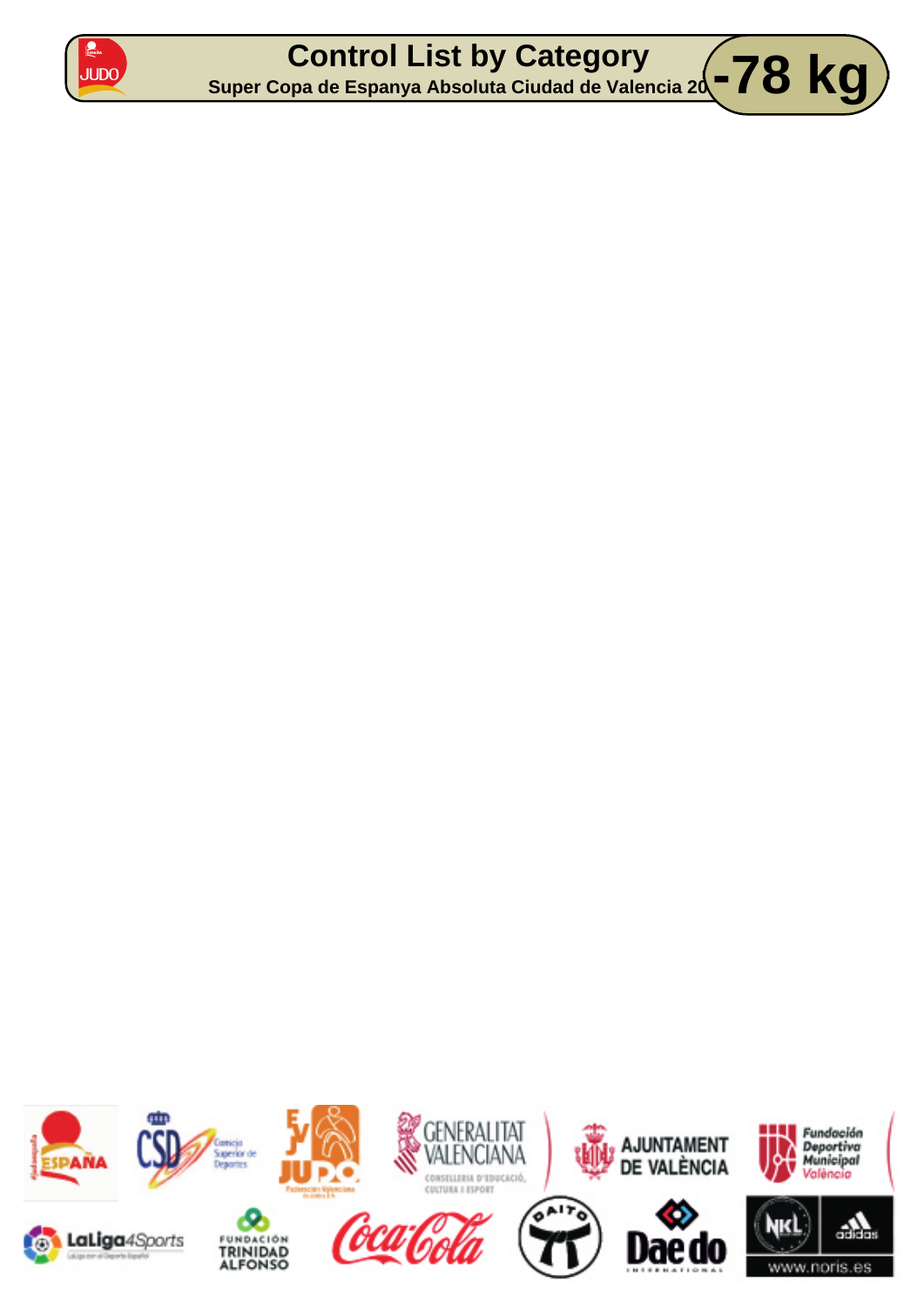# Control List by Category

**Super Copa de Espanya Absoluta Ciudad de Valencia 20**

## -78 kg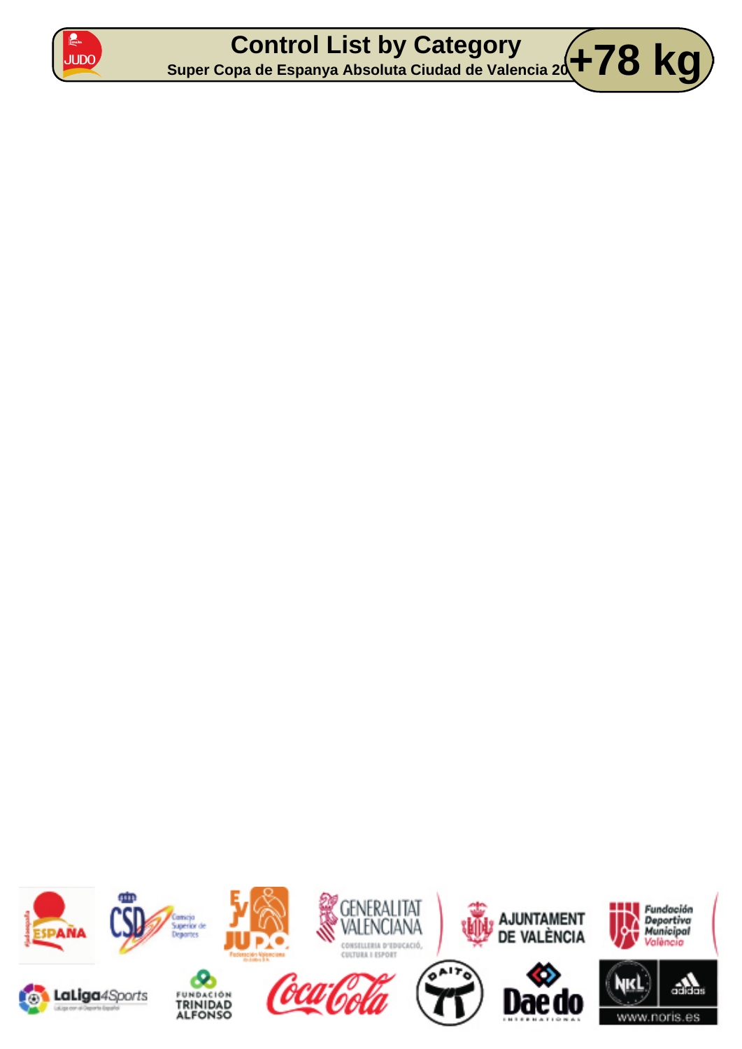# Control List by Category

**Super Copa de Espanya Absoluta Ciudad de Valencia 20**

## +78 kg